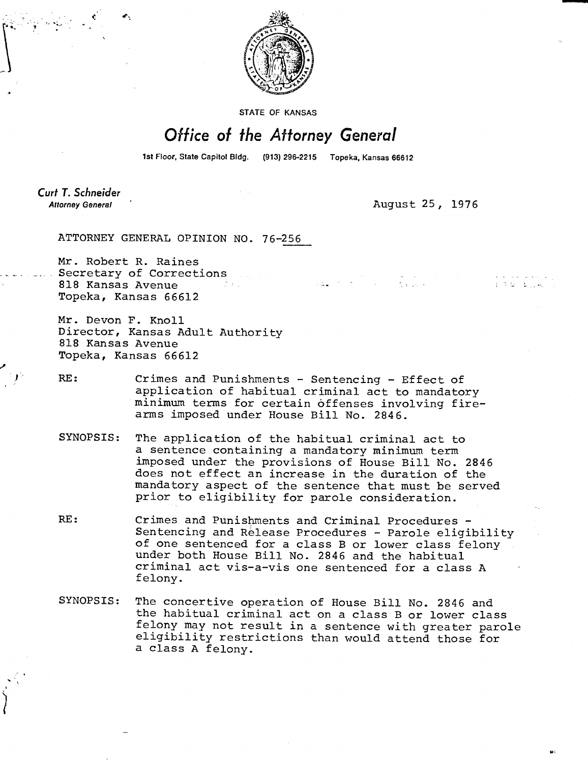STATE OF KANSAS

# *Office of the Attorney General*

1st Floor, State Capitol Bldg. (913) 296-2215 Topeka, Kansas 66612

*Curt T. Schneider*
*Attorney General*

August 25, 1976

ATTORNEY GENERAL OPINION NO. 76-256

Mr. Robert R. Raines
Secretary of Corrections
818 Kansas Avenue
Topeka, Kansas 66612

Mr. Devon F. Knoll
Director, Kansas Adult Authority
818 Kansas Avenue
Topeka, Kansas 66612

RE: Crimes and Punishments - Sentencing - Effect of application of habitual criminal act to mandatory minimum terms for certain offenses involving firearms imposed under House Bill No. 2846.

SYNOPSIS: The application of the habitual criminal act to a sentence containing a mandatory minimum term imposed under the provisions of House Bill No. 2846 does not effect an increase in the duration of the mandatory aspect of the sentence that must be served prior to eligibility for parole consideration.

RE: Crimes and Punishments and Criminal Procedures - Sentencing and Release Procedures - Parole eligibility of one sentenced for a class B or lower class felony under both House Bill No. 2846 and the habitual criminal act vis-a-vis one sentenced for a class A felony.

SYNOPSIS: The concertive operation of House Bill No. 2846 and the habitual criminal act on a class B or lower class felony may not result in a sentence with greater parole eligibility restrictions than would attend those for a class A felony.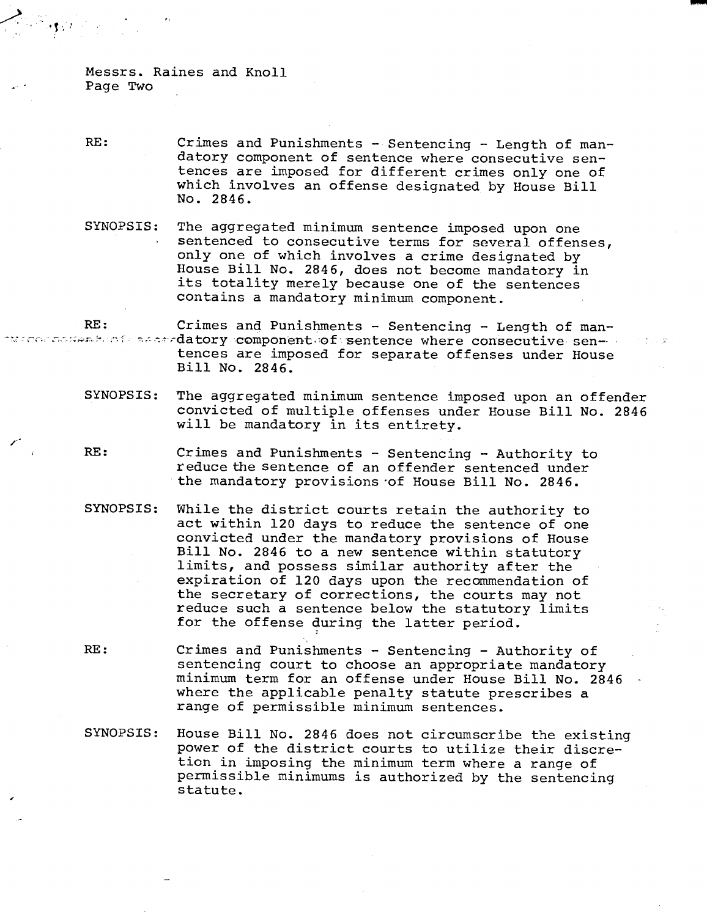Messrs. Raines and Knoll
Page Two

RE: Crimes and Punishments - Sentencing - Length of mandatory component of sentence where consecutive sentences are imposed for different crimes only one of which involves an offense designated by House Bill No. 2846.

SYNOPSIS: The aggregated minimum sentence imposed upon one sentenced to consecutive terms for several offenses, only one of which involves a crime designated by House Bill No. 2846, does not become mandatory in its totality merely because one of the sentences contains a mandatory minimum component.

RE: Crimes and Punishments - Sentencing - Length of mandatory component of sentence where consecutive sentences are imposed for separate offenses under House Bill No. 2846.

SYNOPSIS: The aggregated minimum sentence imposed upon an offender convicted of multiple offenses under House Bill No. 2846 will be mandatory in its entirety.

RE: Crimes and Punishments - Sentencing - Authority to reduce the sentence of an offender sentenced under the mandatory provisions of House Bill No. 2846.

SYNOPSIS: While the district courts retain the authority to act within 120 days to reduce the sentence of one convicted under the mandatory provisions of House Bill No. 2846 to a new sentence within statutory limits, and possess similar authority after the expiration of 120 days upon the recommendation of the secretary of corrections, the courts may not reduce such a sentence below the statutory limits for the offense during the latter period.

RE: Crimes and Punishments - Sentencing - Authority of sentencing court to choose an appropriate mandatory minimum term for an offense under House Bill No. 2846 where the applicable penalty statute prescribes a range of permissible minimum sentences.

SYNOPSIS: House Bill No. 2846 does not circumscribe the existing power of the district courts to utilize their discretion in imposing the minimum term where a range of permissible minimums is authorized by the sentencing statute.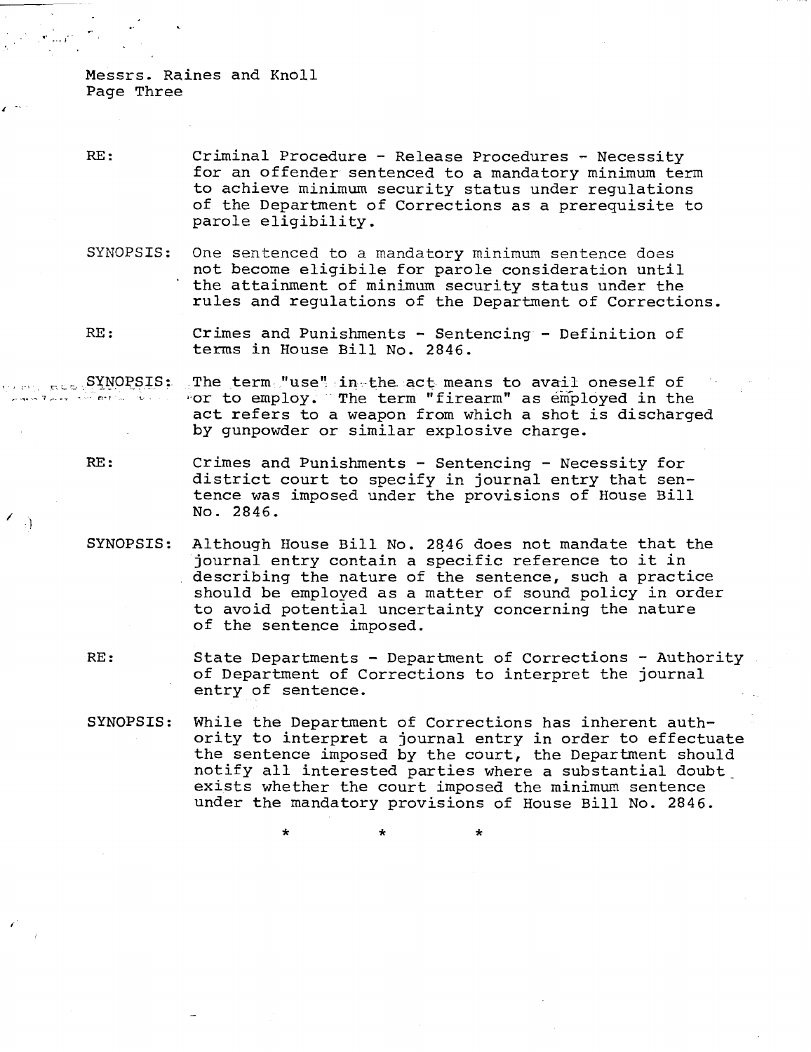RE: Criminal Procedure - Release Procedures - Necessity for an offender sentenced to a mandatory minimum term to achieve minimum security status under regulations of the Department of Corrections as a prerequisite to parole eligibility.

SYNOPSIS: One sentenced to a mandatory minimum sentence does not become eligibile for parole consideration until the attainment of minimum security status under the rules and regulations of the Department of Corrections.

RE: Crimes and Punishments - Sentencing - Definition of terms in House Bill No. 2846.

SYNOPSIS: The term "use" in the act means to avail oneself of or to employ. The term "firearm" as employed in the act refers to a weapon from which a shot is discharged by gunpowder or similar explosive charge.

RE: Crimes and Punishments - Sentencing - Necessity for district court to specify in journal entry that sentence was imposed under the provisions of House Bill No. 2846.

SYNOPSIS: Although House Bill No. 2846 does not mandate that the journal entry contain a specific reference to it in describing the nature of the sentence, such a practice should be employed as a matter of sound policy in order to avoid potential uncertainty concerning the nature of the sentence imposed.

RE: State Departments - Department of Corrections - Authority of Department of Corrections to interpret the journal entry of sentence.

SYNOPSIS: While the Department of Corrections has inherent authority to interpret a journal entry in order to effectuate the sentence imposed by the court, the Department should notify all interested parties where a substantial doubt exists whether the court imposed the minimum sentence under the mandatory provisions of House Bill No. 2846.

\* \* \*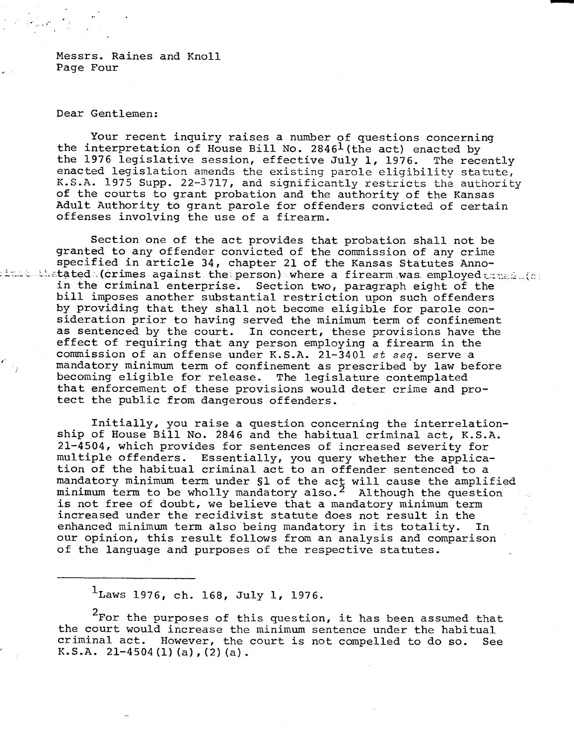Messrs. Raines and Knoll
Page Four

Dear Gentlemen:

Your recent inquiry raises a number of questions concerning the interpretation of House Bill No. 2846[1] (the act) enacted by the 1976 legislative session, effective July 1, 1976. The recently enacted legislation amends the existing parole eligibility statute, K.S.A. 1975 Supp. 22-3717, and significantly restricts the authority of the courts to grant probation and the authority of the Kansas Adult Authority to grant parole for offenders convicted of certain offenses involving the use of a firearm.

Section one of the act provides that probation shall not be granted to any offender convicted of the commission of any crime specified in article 34, chapter 21 of the Kansas Statutes Annotated (crimes against the person) where a firearm was employed in the criminal enterprise. Section two, paragraph eight of the bill imposes another substantial restriction upon such offenders by providing that they shall not become eligible for parole consideration prior to having served the minimum term of confinement as sentenced by the court. In concert, these provisions have the effect of requiring that any person employing a firearm in the commission of an offense under K.S.A. 21-3401 *et seq.* serve a mandatory minimum term of confinement as prescribed by law before becoming eligible for release. The legislature contemplated that enforcement of these provisions would deter crime and protect the public from dangerous offenders.

Initially, you raise a question concerning the interrelationship of House Bill No. 2846 and the habitual criminal act, K.S.A. 21-4504, which provides for sentences of increased severity for multiple offenders. Essentially, you query whether the application of the habitual criminal act to an offender sentenced to a mandatory minimum term under §1 of the act will cause the amplified minimum term to be wholly mandatory also.[2] Although the question is not free of doubt, we believe that a mandatory minimum term increased under the recidivist statute does not result in the enhanced minimum term also being mandatory in its totality. In our opinion, this result follows from an analysis and comparison of the language and purposes of the respective statutes.

---

[1] Laws 1976, ch. 168, July 1, 1976.

[2] For the purposes of this question, it has been assumed that the court would increase the minimum sentence under the habitual criminal act. However, the court is not compelled to do so. See K.S.A. 21-4504(1)(a),(2)(a).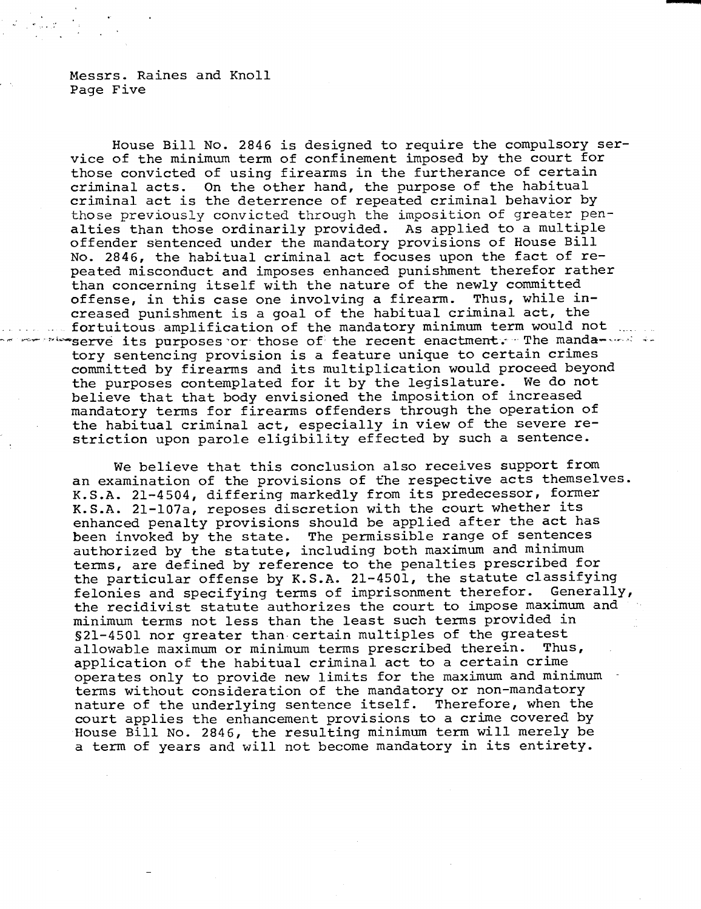House Bill No. 2846 is designed to require the compulsory service of the minimum term of confinement imposed by the court for those convicted of using firearms in the furtherance of certain criminal acts. On the other hand, the purpose of the habitual criminal act is the deterrence of repeated criminal behavior by those previously convicted through the imposition of greater penalties than those ordinarily provided. As applied to a multiple offender sentenced under the mandatory provisions of House Bill No. 2846, the habitual criminal act focuses upon the fact of repeated misconduct and imposes enhanced punishment therefor rather than concerning itself with the nature of the newly committed offense, in this case one involving a firearm. Thus, while increased punishment is a goal of the habitual criminal act, the fortuitous amplification of the mandatory minimum term would not serve its purposes or those of the recent enactment. The mandatory sentencing provision is a feature unique to certain crimes committed by firearms and its multiplication would proceed beyond the purposes contemplated for it by the legislature. We do not believe that that body envisioned the imposition of increased mandatory terms for firearms offenders through the operation of the habitual criminal act, especially in view of the severe restriction upon parole eligibility effected by such a sentence.

We believe that this conclusion also receives support from an examination of the provisions of the respective acts themselves. K.S.A. 21-4504, differing markedly from its predecessor, former K.S.A. 21-107a, reposes discretion with the court whether its enhanced penalty provisions should be applied after the act has been invoked by the state. The permissible range of sentences authorized by the statute, including both maximum and minimum terms, are defined by reference to the penalties prescribed for the particular offense by K.S.A. 21-4501, the statute classifying felonies and specifying terms of imprisonment therefor. Generally, the recidivist statute authorizes the court to impose maximum and minimum terms not less than the least such terms provided in §21-4501 nor greater than certain multiples of the greatest allowable maximum or minimum terms prescribed therein. Thus, application of the habitual criminal act to a certain crime operates only to provide new limits for the maximum and minimum terms without consideration of the mandatory or non-mandatory nature of the underlying sentence itself. Therefore, when the court applies the enhancement provisions to a crime covered by House Bill No. 2846, the resulting minimum term will merely be a term of years and will not become mandatory in its entirety.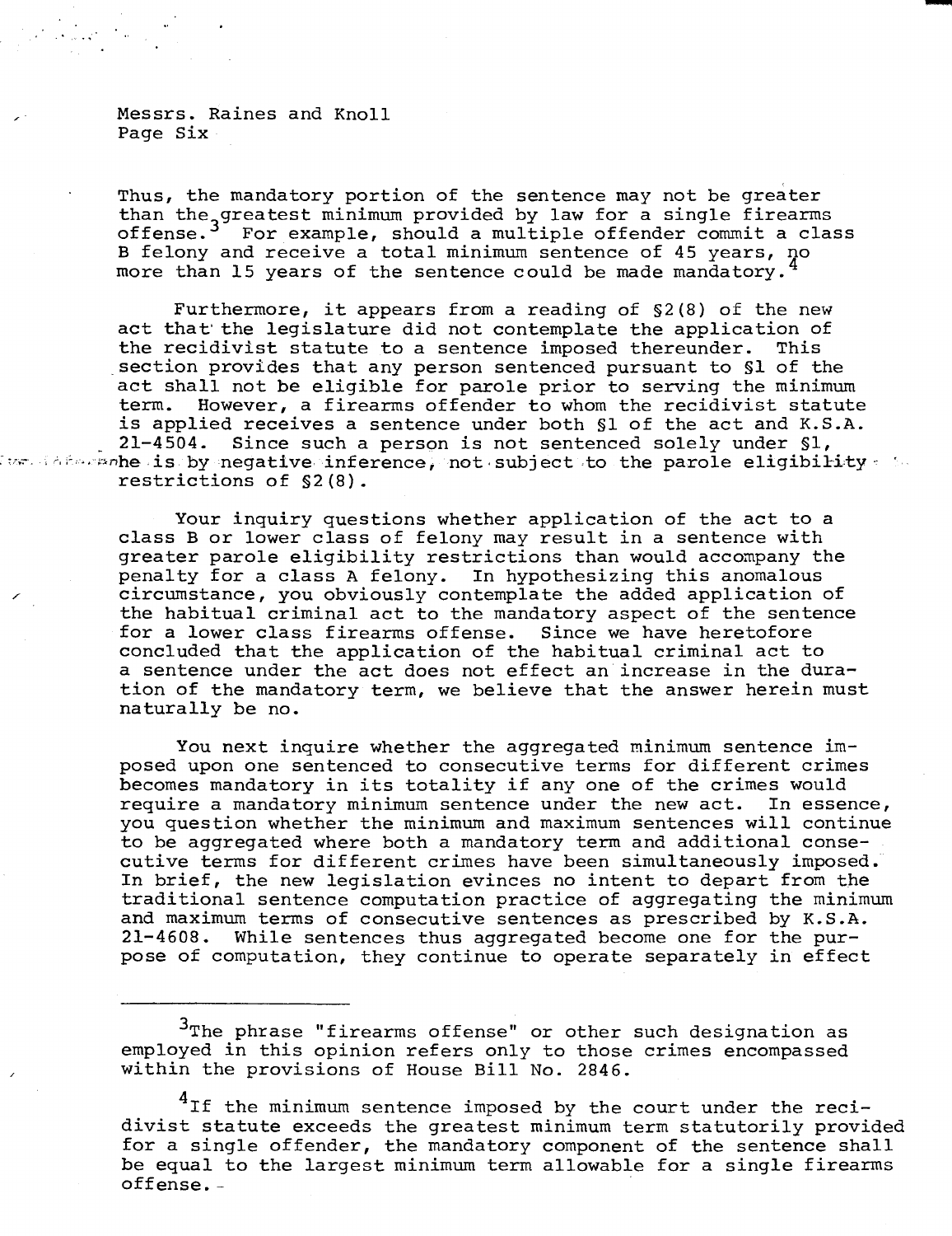Messrs. Raines and Knoll

Thus, the mandatory portion of the sentence may not be greater than the greatest minimum provided by law for a single firearms offense.[3] For example, should a multiple offender commit a class B felony and receive a total minimum sentence of 45 years, no more than 15 years of the sentence could be made mandatory.[4]

Furthermore, it appears from a reading of §2(8) of the new act that the legislature did not contemplate the application of the recidivist statute to a sentence imposed thereunder. This section provides that any person sentenced pursuant to §1 of the act shall not be eligible for parole prior to serving the minimum term. However, a firearms offender to whom the recidivist statute is applied receives a sentence under both §1 of the act and K.S.A. 21-4504. Since such a person is not sentenced solely under §1, he is by negative inference, not subject to the parole eligibility restrictions of §2(8).

Your inquiry questions whether application of the act to a class B or lower class of felony may result in a sentence with greater parole eligibility restrictions than would accompany the penalty for a class A felony. In hypothesizing this anomalous circumstance, you obviously contemplate the added application of the habitual criminal act to the mandatory aspect of the sentence for a lower class firearms offense. Since we have heretofore concluded that the application of the habitual criminal act to a sentence under the act does not effect an increase in the duration of the mandatory term, we believe that the answer herein must naturally be no.

You next inquire whether the aggregated minimum sentence imposed upon one sentenced to consecutive terms for different crimes becomes mandatory in its totality if any one of the crimes would require a mandatory minimum sentence under the new act. In essence, you question whether the minimum and maximum sentences will continue to be aggregated where both a mandatory term and additional consecutive terms for different crimes have been simultaneously imposed. In brief, the new legislation evinces no intent to depart from the traditional sentence computation practice of aggregating the minimum and maximum terms of consecutive sentences as prescribed by K.S.A. 21-4608. While sentences thus aggregated become one for the purpose of computation, they continue to operate separately in effect

---

[3] The phrase "firearms offense" or other such designation as employed in this opinion refers only to those crimes encompassed within the provisions of House Bill No. 2846.

[4] If the minimum sentence imposed by the court under the recidivist statute exceeds the greatest minimum term statutorily provided for a single offender, the mandatory component of the sentence shall be equal to the largest minimum term allowable for a single firearms offense.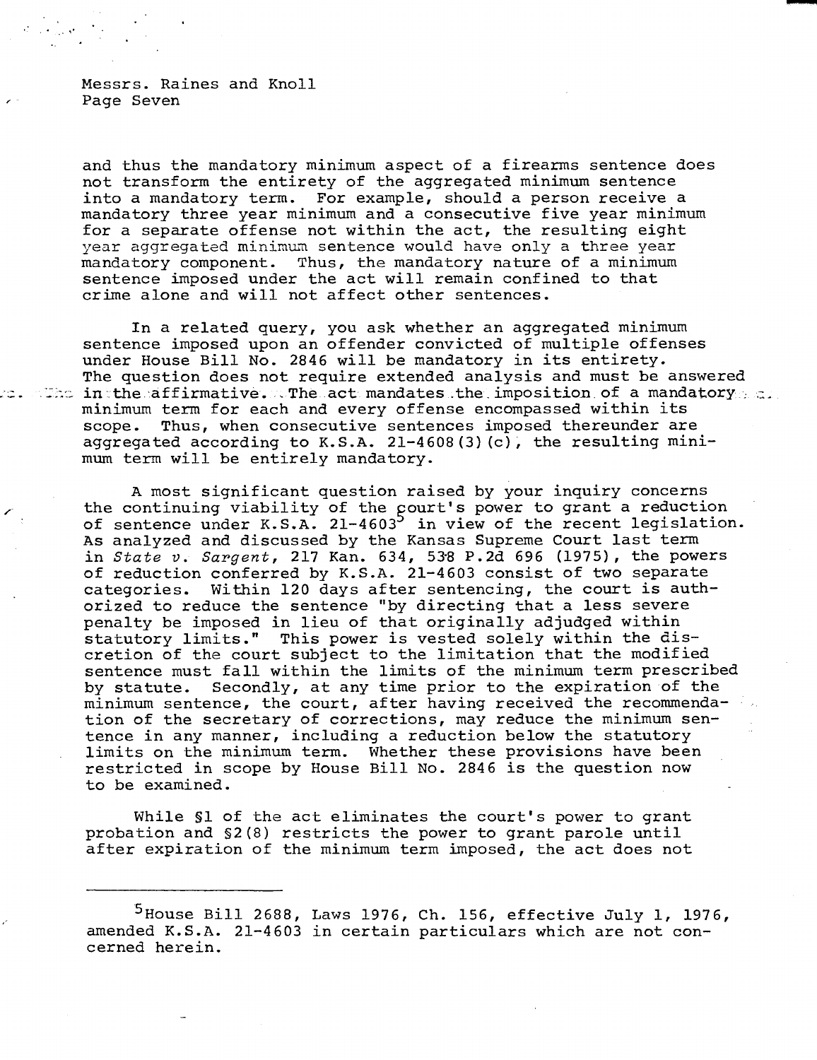and thus the mandatory minimum aspect of a firearms sentence does not transform the entirety of the aggregated minimum sentence into a mandatory term. For example, should a person receive a mandatory three year minimum and a consecutive five year minimum for a separate offense not within the act, the resulting eight year aggregated minimum sentence would have only a three year mandatory component. Thus, the mandatory nature of a minimum sentence imposed under the act will remain confined to that crime alone and will not affect other sentences.

In a related query, you ask whether an aggregated minimum sentence imposed upon an offender convicted of multiple offenses under House Bill No. 2846 will be mandatory in its entirety. The question does not require extended analysis and must be answered in the affirmative. The act mandates the imposition of a mandatory minimum term for each and every offense encompassed within its scope. Thus, when consecutive sentences imposed thereunder are aggregated according to K.S.A. 21-4608(3)(c), the resulting minimum term will be entirely mandatory.

A most significant question raised by your inquiry concerns the continuing viability of the court's power to grant a reduction of sentence under K.S.A. 21-4603[5] in view of the recent legislation. As analyzed and discussed by the Kansas Supreme Court last term in *State v. Sargent*, 217 Kan. 634, 538 P.2d 696 (1975), the powers of reduction conferred by K.S.A. 21-4603 consist of two separate categories. Within 120 days after sentencing, the court is authorized to reduce the sentence "by directing that a less severe penalty be imposed in lieu of that originally adjudged within statutory limits." This power is vested solely within the discretion of the court subject to the limitation that the modified sentence must fall within the limits of the minimum term prescribed by statute. Secondly, at any time prior to the expiration of the minimum sentence, the court, after having received the recommendation of the secretary of corrections, may reduce the minimum sentence in any manner, including a reduction below the statutory limits on the minimum term. Whether these provisions have been restricted in scope by House Bill No. 2846 is the question now to be examined.

While §1 of the act eliminates the court's power to grant probation and §2(8) restricts the power to grant parole until after expiration of the minimum term imposed, the act does not

---

[5] House Bill 2688, Laws 1976, Ch. 156, effective July 1, 1976, amended K.S.A. 21-4603 in certain particulars which are not concerned herein.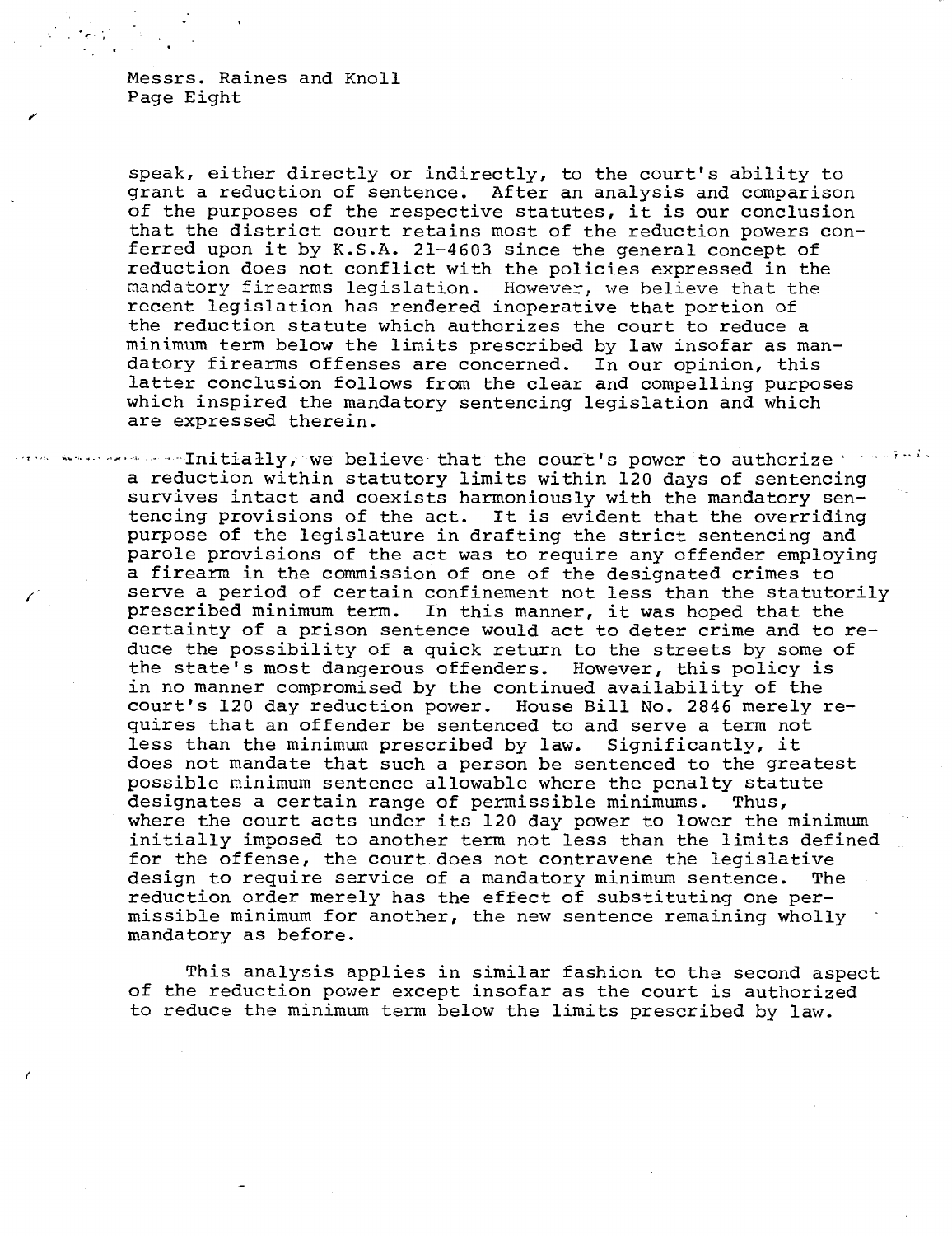speak, either directly or indirectly, to the court's ability to grant a reduction of sentence. After an analysis and comparison of the purposes of the respective statutes, it is our conclusion that the district court retains most of the reduction powers conferred upon it by K.S.A. 21-4603 since the general concept of reduction does not conflict with the policies expressed in the mandatory firearms legislation. However, we believe that the recent legislation has rendered inoperative that portion of the reduction statute which authorizes the court to reduce a minimum term below the limits prescribed by law insofar as mandatory firearms offenses are concerned. In our opinion, this latter conclusion follows from the clear and compelling purposes which inspired the mandatory sentencing legislation and which are expressed therein.

Initially, we believe that the court's power to authorize a reduction within statutory limits within 120 days of sentencing survives intact and coexists harmoniously with the mandatory sentencing provisions of the act. It is evident that the overriding purpose of the legislature in drafting the strict sentencing and parole provisions of the act was to require any offender employing a firearm in the commission of one of the designated crimes to serve a period of certain confinement not less than the statutorily prescribed minimum term. In this manner, it was hoped that the certainty of a prison sentence would act to deter crime and to reduce the possibility of a quick return to the streets by some of the state's most dangerous offenders. However, this policy is in no manner compromised by the continued availability of the court's 120 day reduction power. House Bill No. 2846 merely requires that an offender be sentenced to and serve a term not less than the minimum prescribed by law. Significantly, it does not mandate that such a person be sentenced to the greatest possible minimum sentence allowable where the penalty statute designates a certain range of permissible minimums. Thus, where the court acts under its 120 day power to lower the minimum initially imposed to another term not less than the limits defined for the offense, the court does not contravene the legislative design to require service of a mandatory minimum sentence. The reduction order merely has the effect of substituting one permissible minimum for another, the new sentence remaining wholly mandatory as before.

This analysis applies in similar fashion to the second aspect of the reduction power except insofar as the court is authorized to reduce the minimum term below the limits prescribed by law.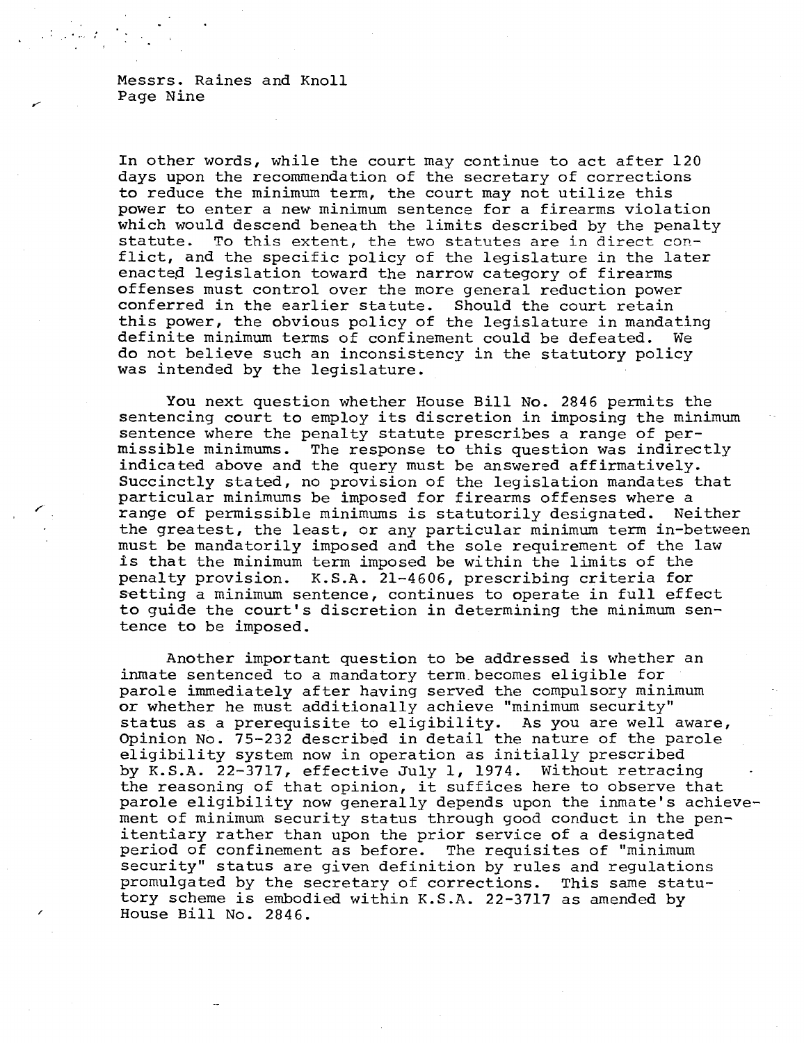In other words, while the court may continue to act after 120 days upon the recommendation of the secretary of corrections to reduce the minimum term, the court may not utilize this power to enter a new minimum sentence for a firearms violation which would descend beneath the limits described by the penalty statute. To this extent, the two statutes are in direct conflict, and the specific policy of the legislature in the later enacted legislation toward the narrow category of firearms offenses must control over the more general reduction power conferred in the earlier statute. Should the court retain this power, the obvious policy of the legislature in mandating definite minimum terms of confinement could be defeated. We do not believe such an inconsistency in the statutory policy was intended by the legislature.

You next question whether House Bill No. 2846 permits the sentencing court to employ its discretion in imposing the minimum sentence where the penalty statute prescribes a range of permissible minimums. The response to this question was indirectly indicated above and the query must be answered affirmatively. Succinctly stated, no provision of the legislation mandates that particular minimums be imposed for firearms offenses where a range of permissible minimums is statutorily designated. Neither the greatest, the least, or any particular minimum term in-between must be mandatorily imposed and the sole requirement of the law is that the minimum term imposed be within the limits of the penalty provision. K.S.A. 21-4606, prescribing criteria for setting a minimum sentence, continues to operate in full effect to guide the court's discretion in determining the minimum sentence to be imposed.

Another important question to be addressed is whether an inmate sentenced to a mandatory term becomes eligible for parole immediately after having served the compulsory minimum or whether he must additionally achieve "minimum security" status as a prerequisite to eligibility. As you are well aware, Opinion No. 75-232 described in detail the nature of the parole eligibility system now in operation as initially prescribed by K.S.A. 22-3717, effective July 1, 1974. Without retracing the reasoning of that opinion, it suffices here to observe that parole eligibility now generally depends upon the inmate's achievement of minimum security status through good conduct in the penitentiary rather than upon the prior service of a designated period of confinement as before. The requisites of "minimum security" status are given definition by rules and regulations promulgated by the secretary of corrections. This same statutory scheme is embodied within K.S.A. 22-3717 as amended by House Bill No. 2846.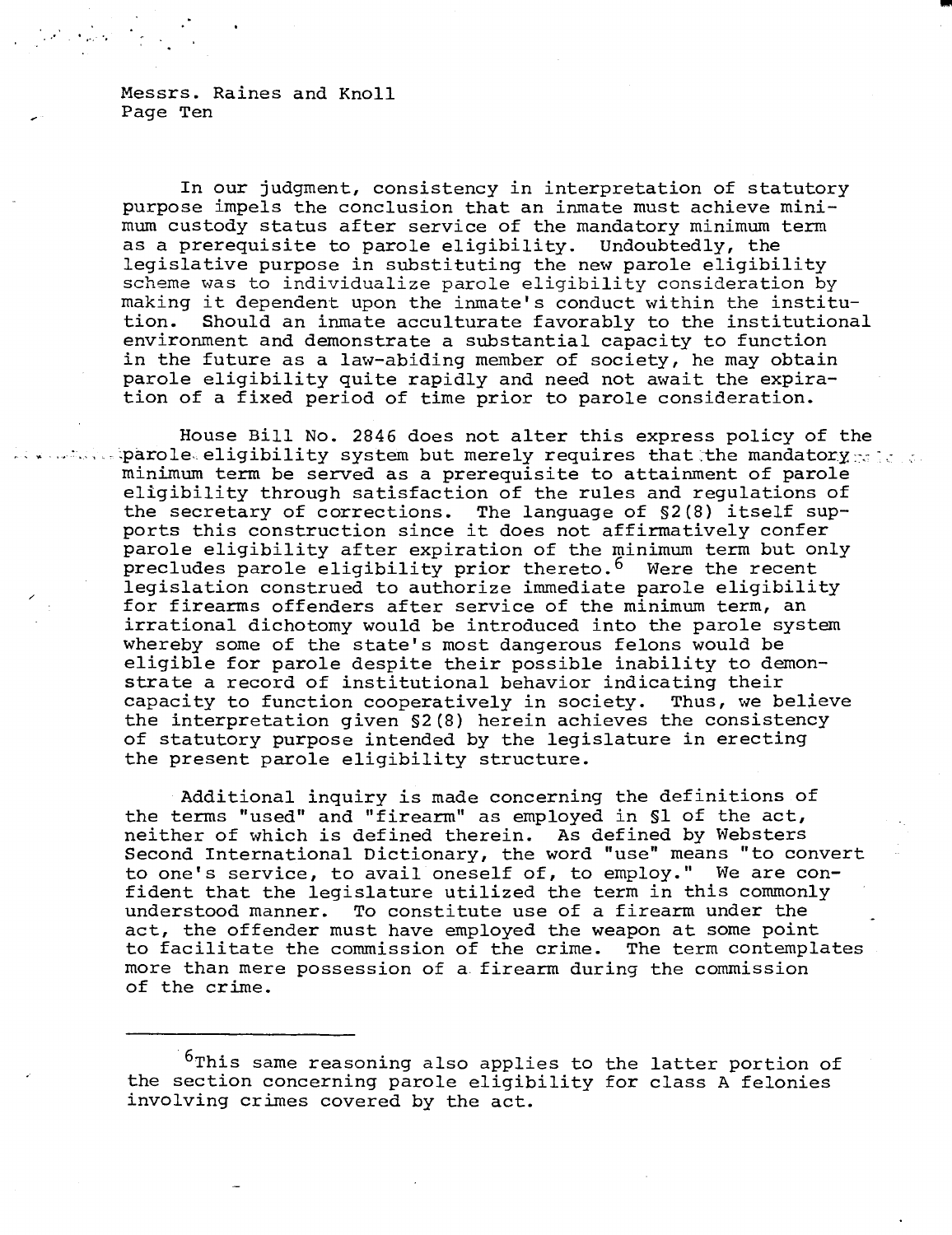In our judgment, consistency in interpretation of statutory purpose impels the conclusion that an inmate must achieve minimum custody status after service of the mandatory minimum term as a prerequisite to parole eligibility. Undoubtedly, the legislative purpose in substituting the new parole eligibility scheme was to individualize parole eligibility consideration by making it dependent upon the inmate's conduct within the institution. Should an inmate acculturate favorably to the institutional environment and demonstrate a substantial capacity to function in the future as a law-abiding member of society, he may obtain parole eligibility quite rapidly and need not await the expiration of a fixed period of time prior to parole consideration.

House Bill No. 2846 does not alter this express policy of the parole eligibility system but merely requires that the mandatory minimum term be served as a prerequisite to attainment of parole eligibility through satisfaction of the rules and regulations of the secretary of corrections. The language of §2(8) itself supports this construction since it does not affirmatively confer parole eligibility after expiration of the minimum term but only precludes parole eligibility prior thereto.[6] Were the recent legislation construed to authorize immediate parole eligibility for firearms offenders after service of the minimum term, an irrational dichotomy would be introduced into the parole system whereby some of the state's most dangerous felons would be eligible for parole despite their possible inability to demonstrate a record of institutional behavior indicating their capacity to function cooperatively in society. Thus, we believe the interpretation given §2(8) herein achieves the consistency of statutory purpose intended by the legislature in erecting the present parole eligibility structure.

Additional inquiry is made concerning the definitions of the terms "used" and "firearm" as employed in §1 of the act, neither of which is defined therein. As defined by Websters Second International Dictionary, the word "use" means "to convert to one's service, to avail oneself of, to employ." We are confident that the legislature utilized the term in this commonly understood manner. To constitute use of a firearm under the act, the offender must have employed the weapon at some point to facilitate the commission of the crime. The term contemplates more than mere possession of a firearm during the commission of the crime.

---

[6] This same reasoning also applies to the latter portion of the section concerning parole eligibility for class A felonies involving crimes covered by the act.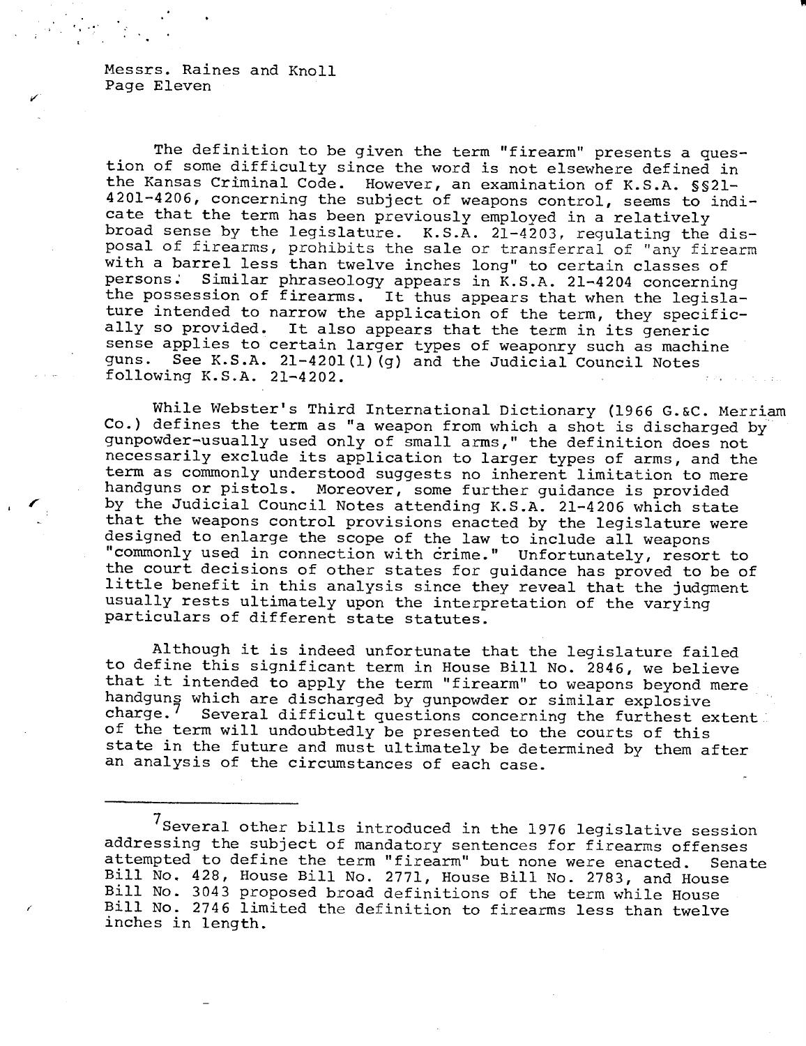The definition to be given the term "firearm" presents a question of some difficulty since the word is not elsewhere defined in the Kansas Criminal Code. However, an examination of K.S.A. §§21-4201-4206, concerning the subject of weapons control, seems to indicate that the term has been previously employed in a relatively broad sense by the legislature. K.S.A. 21-4203, regulating the disposal of firearms, prohibits the sale or transferral of "any firearm with a barrel less than twelve inches long" to certain classes of persons. Similar phraseology appears in K.S.A. 21-4204 concerning the possession of firearms. It thus appears that when the legislature intended to narrow the application of the term, they specifically so provided. It also appears that the term in its generic sense applies to certain larger types of weaponry such as machine guns. See K.S.A. 21-4201(l)(g) and the Judicial Council Notes following K.S.A. 21-4202.

While Webster's Third International Dictionary (1966 G.&C. Merriam Co.) defines the term as "a weapon from which a shot is discharged by gunpowder-usually used only of small arms," the definition does not necessarily exclude its application to larger types of arms, and the term as commonly understood suggests no inherent limitation to mere handguns or pistols. Moreover, some further guidance is provided by the Judicial Council Notes attending K.S.A. 21-4206 which state that the weapons control provisions enacted by the legislature were designed to enlarge the scope of the law to include all weapons "commonly used in connection with crime." Unfortunately, resort to the court decisions of other states for guidance has proved to be of little benefit in this analysis since they reveal that the judgment usually rests ultimately upon the interpretation of the varying particulars of different state statutes.

Although it is indeed unfortunate that the legislature failed to define this significant term in House Bill No. 2846, we believe that it intended to apply the term "firearm" to weapons beyond mere handguns which are discharged by gunpowder or similar explosive charge.[7] Several difficult questions concerning the furthest extent of the term will undoubtedly be presented to the courts of this state in the future and must ultimately be determined by them after an analysis of the circumstances of each case.

---

[7] Several other bills introduced in the 1976 legislative session addressing the subject of mandatory sentences for firearms offenses attempted to define the term "firearm" but none were enacted. Senate Bill No. 428, House Bill No. 2771, House Bill No. 2783, and House Bill No. 3043 proposed broad definitions of the term while House Bill No. 2746 limited the definition to firearms less than twelve inches in length.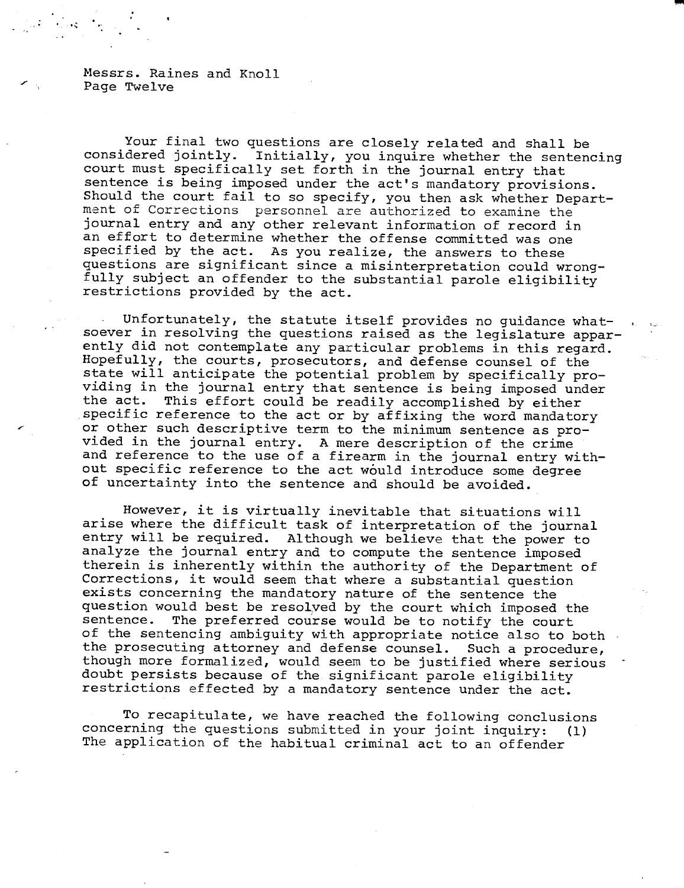Your final two questions are closely related and shall be considered jointly. Initially, you inquire whether the sentencing court must specifically set forth in the journal entry that sentence is being imposed under the act's mandatory provisions. Should the court fail to so specify, you then ask whether Department of Corrections personnel are authorized to examine the journal entry and any other relevant information of record in an effort to determine whether the offense committed was one specified by the act. As you realize, the answers to these questions are significant since a misinterpretation could wrongfully subject an offender to the substantial parole eligibility restrictions provided by the act.

Unfortunately, the statute itself provides no guidance whatsoever in resolving the questions raised as the legislature apparently did not contemplate any particular problems in this regard. Hopefully, the courts, prosecutors, and defense counsel of the state will anticipate the potential problem by specifically providing in the journal entry that sentence is being imposed under the act. This effort could be readily accomplished by either specific reference to the act or by affixing the word mandatory or other such descriptive term to the minimum sentence as provided in the journal entry. A mere description of the crime and reference to the use of a firearm in the journal entry without specific reference to the act would introduce some degree of uncertainty into the sentence and should be avoided.

However, it is virtually inevitable that situations will arise where the difficult task of interpretation of the journal entry will be required. Although we believe that the power to analyze the journal entry and to compute the sentence imposed therein is inherently within the authority of the Department of Corrections, it would seem that where a substantial question exists concerning the mandatory nature of the sentence the question would best be resolved by the court which imposed the sentence. The preferred course would be to notify the court of the sentencing ambiguity with appropriate notice also to both the prosecuting attorney and defense counsel. Such a procedure, though more formalized, would seem to be justified where serious doubt persists because of the significant parole eligibility restrictions effected by a mandatory sentence under the act.

To recapitulate, we have reached the following conclusions concerning the questions submitted in your joint inquiry: (1) The application of the habitual criminal act to an offender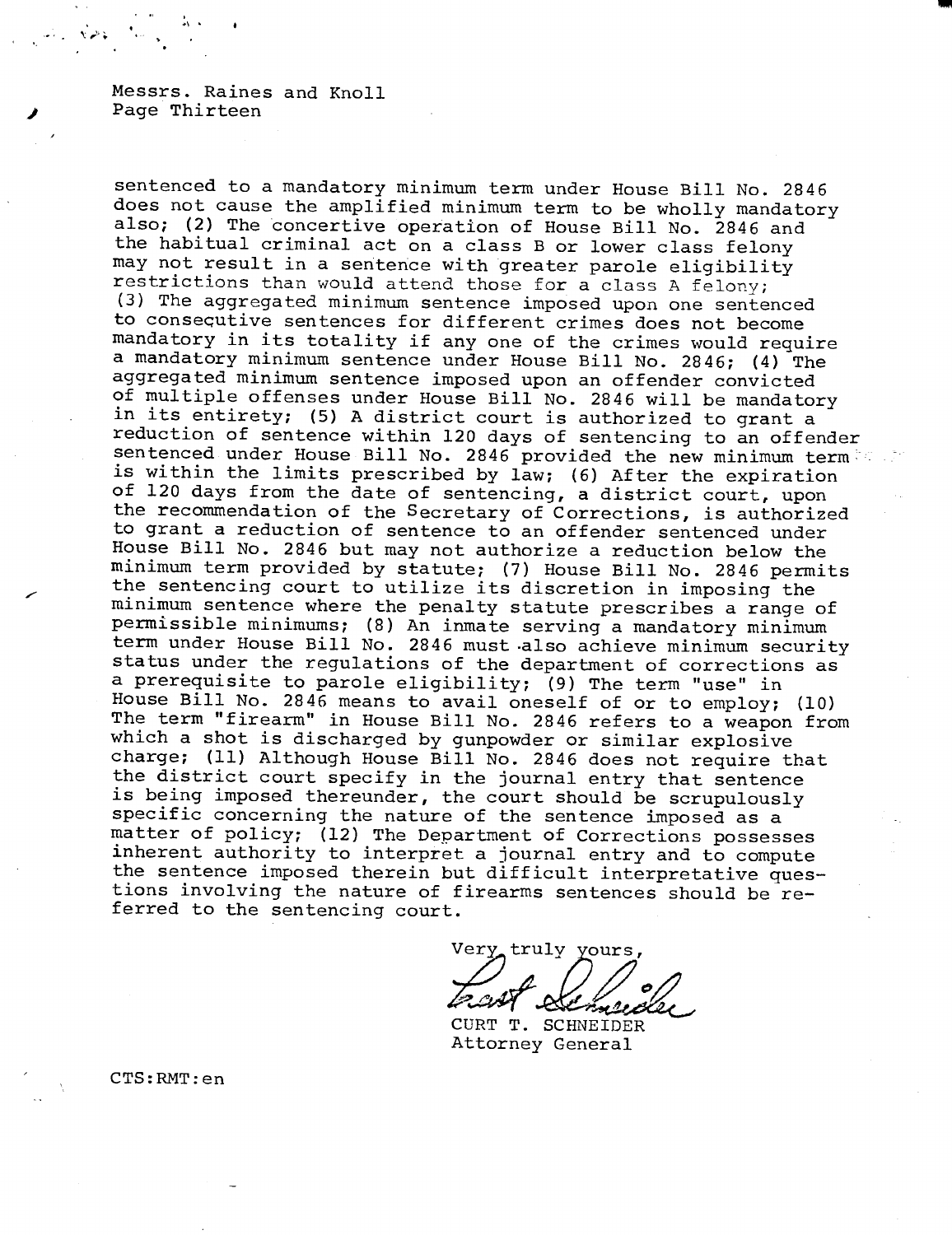sentenced to a mandatory minimum term under House Bill No. 2846 does not cause the amplified minimum term to be wholly mandatory also; (2) The concertive operation of House Bill No. 2846 and the habitual criminal act on a class B or lower class felony may not result in a sentence with greater parole eligibility restrictions than would attend those for a class A felony; (3) The aggregated minimum sentence imposed upon one sentenced to consecutive sentences for different crimes does not become mandatory in its totality if any one of the crimes would require a mandatory minimum sentence under House Bill No. 2846; (4) The aggregated minimum sentence imposed upon an offender convicted of multiple offenses under House Bill No. 2846 will be mandatory in its entirety; (5) A district court is authorized to grant a reduction of sentence within 120 days of sentencing to an offender sentenced under House Bill No. 2846 provided the new minimum term is within the limits prescribed by law; (6) After the expiration of 120 days from the date of sentencing, a district court, upon the recommendation of the Secretary of Corrections, is authorized to grant a reduction of sentence to an offender sentenced under House Bill No. 2846 but may not authorize a reduction below the minimum term provided by statute; (7) House Bill No. 2846 permits the sentencing court to utilize its discretion in imposing the minimum sentence where the penalty statute prescribes a range of permissible minimums; (8) An inmate serving a mandatory minimum term under House Bill No. 2846 must also achieve minimum security status under the regulations of the department of corrections as a prerequisite to parole eligibility; (9) The term "use" in House Bill No. 2846 means to avail oneself of or to employ; (10) The term "firearm" in House Bill No. 2846 refers to a weapon from which a shot is discharged by gunpowder or similar explosive charge; (11) Although House Bill No. 2846 does not require that the district court specify in the journal entry that sentence is being imposed thereunder, the court should be scrupulously specific concerning the nature of the sentence imposed as a matter of policy; (12) The Department of Corrections possesses inherent authority to interpret a journal entry and to compute the sentence imposed therein but difficult interpretative questions involving the nature of firearms sentences should be referred to the sentencing court.

Very truly yours,

CURT T. SCHNEIDER
Attorney General

CTS:RMT:en